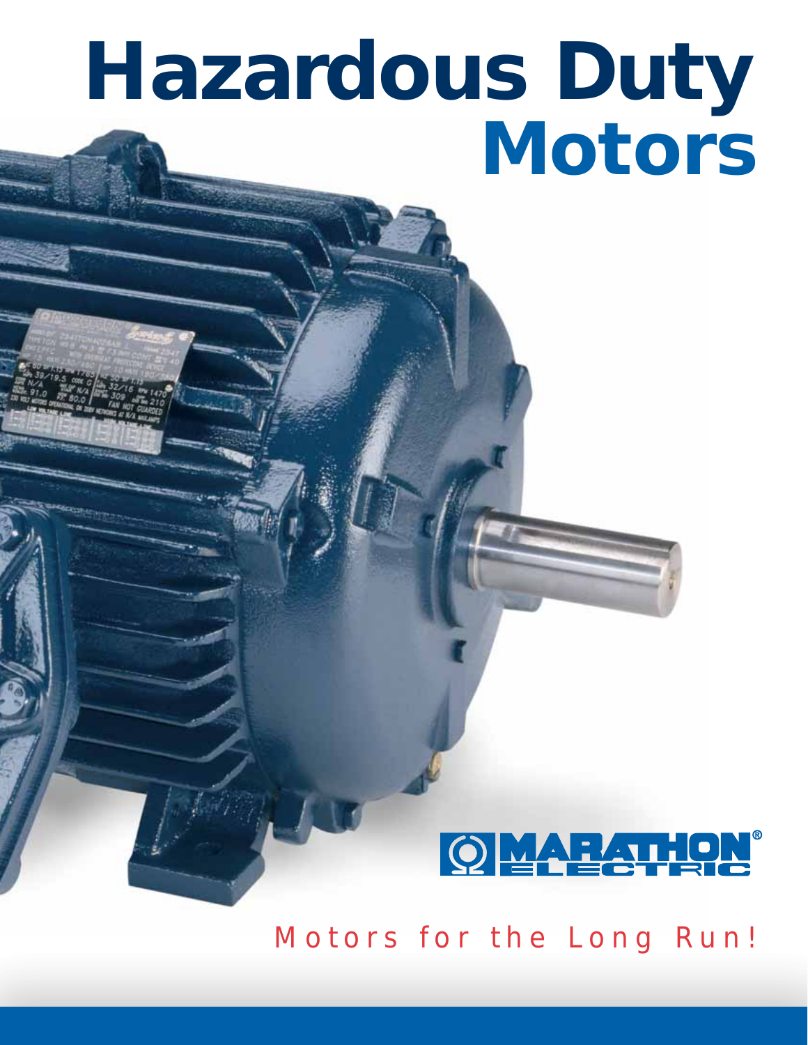# Hazardous Duty Motors

MARATHON ELECTRIC

Motors for the Long Run!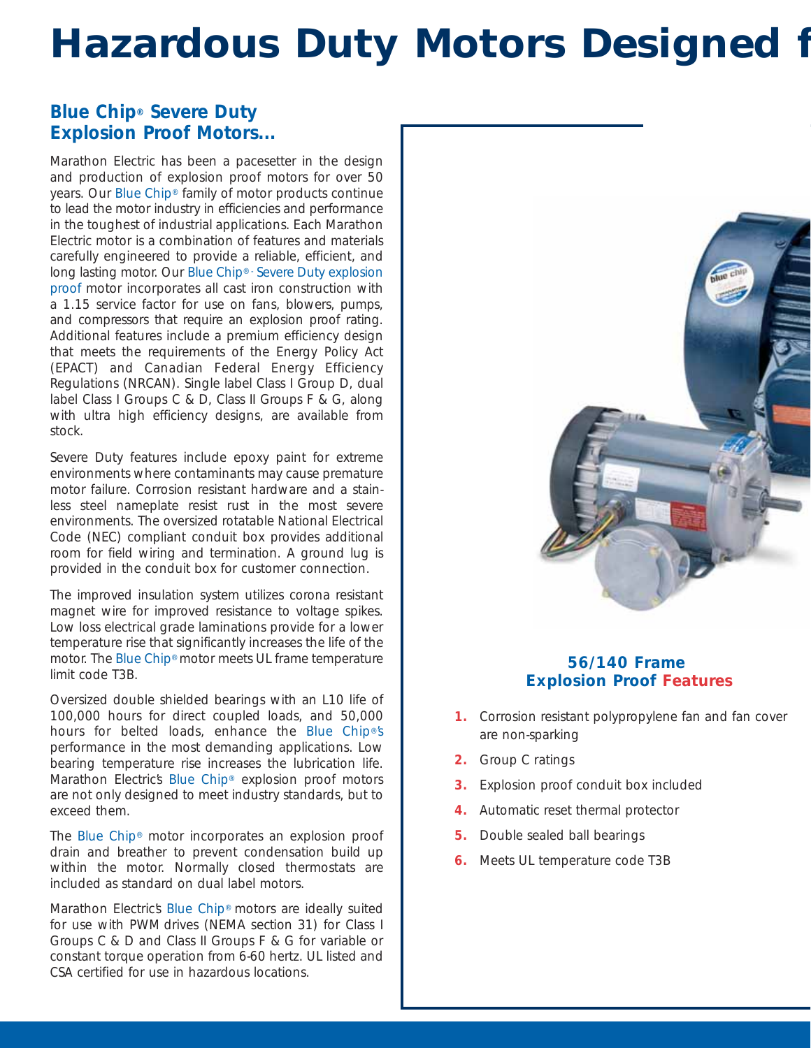# Hazardous Duty Motors Designed f

## Blue Chip® Severe Duty Explosion Proof Motors...

Marathon Electric has been a pacesetter in the design and production of explosion proof motors for over 50 years. Our Blue Chip® family of motor products continue to lead the motor industry in efficiencies and performance in the toughest of industrial applications. Each Marathon Electric motor is a combination of features and materials carefully engineered to provide a reliable, efficient, and long lasting motor. Our Blue Chip® - Severe Duty explosion proof motor incorporates all cast iron construction with a 1.15 service factor for use on fans, blowers, pumps, and compressors that require an explosion proof rating. Additional features include a premium efficiency design that meets the requirements of the Energy Policy Act (EPACT) and Canadian Federal Energy Efficiency Regulations (NRCAN). Single label Class I Group D, dual label Class I Groups C & D, Class II Groups F & G, along with ultra high efficiency designs, are available from stock.

Severe Duty features include epoxy paint for extreme environments where contaminants may cause premature motor failure. Corrosion resistant hardware and a stainless steel nameplate resist rust in the most severe environments. The oversized rotatable National Electrical Code (NEC) compliant conduit box provides additional room for field wiring and termination. A ground lug is provided in the conduit box for customer connection.

The improved insulation system utilizes corona resistant magnet wire for improved resistance to voltage spikes. Low loss electrical grade laminations provide for a lower temperature rise that significantly increases the life of the motor. The Blue Chip® motor meets UL frame temperature limit code T3B.

Oversized double shielded bearings with an L10 life of 100,000 hours for direct coupled loads, and 50,000 hours for belted loads, enhance the Blue Chip®'s performance in the most demanding applications. Low bearing temperature rise increases the lubrication life. Marathon Electric's Blue Chip® explosion proof motors are not only designed to meet industry standards, but to exceed them.

The Blue Chip® motor incorporates an explosion proof drain and breather to prevent condensation build up within the motor. Normally closed thermostats are included as standard on dual label motors.

Marathon Electric's Blue Chip® motors are ideally suited for use with PWM drives (NEMA section 31) for Class I Groups C & D and Class II Groups F & G for variable or constant torque operation from 6-60 hertz. UL listed and CSA certified for use in hazardous locations.

### 56/140 Frame Explosion Proof Features

1. Corrosion resistant polypropylene fan and fan cover are non-sparking
2. Group C ratings
3. Explosion proof conduit box included
4. Automatic reset thermal protector
5. Double sealed ball bearings
6. Meets UL temperature code T3B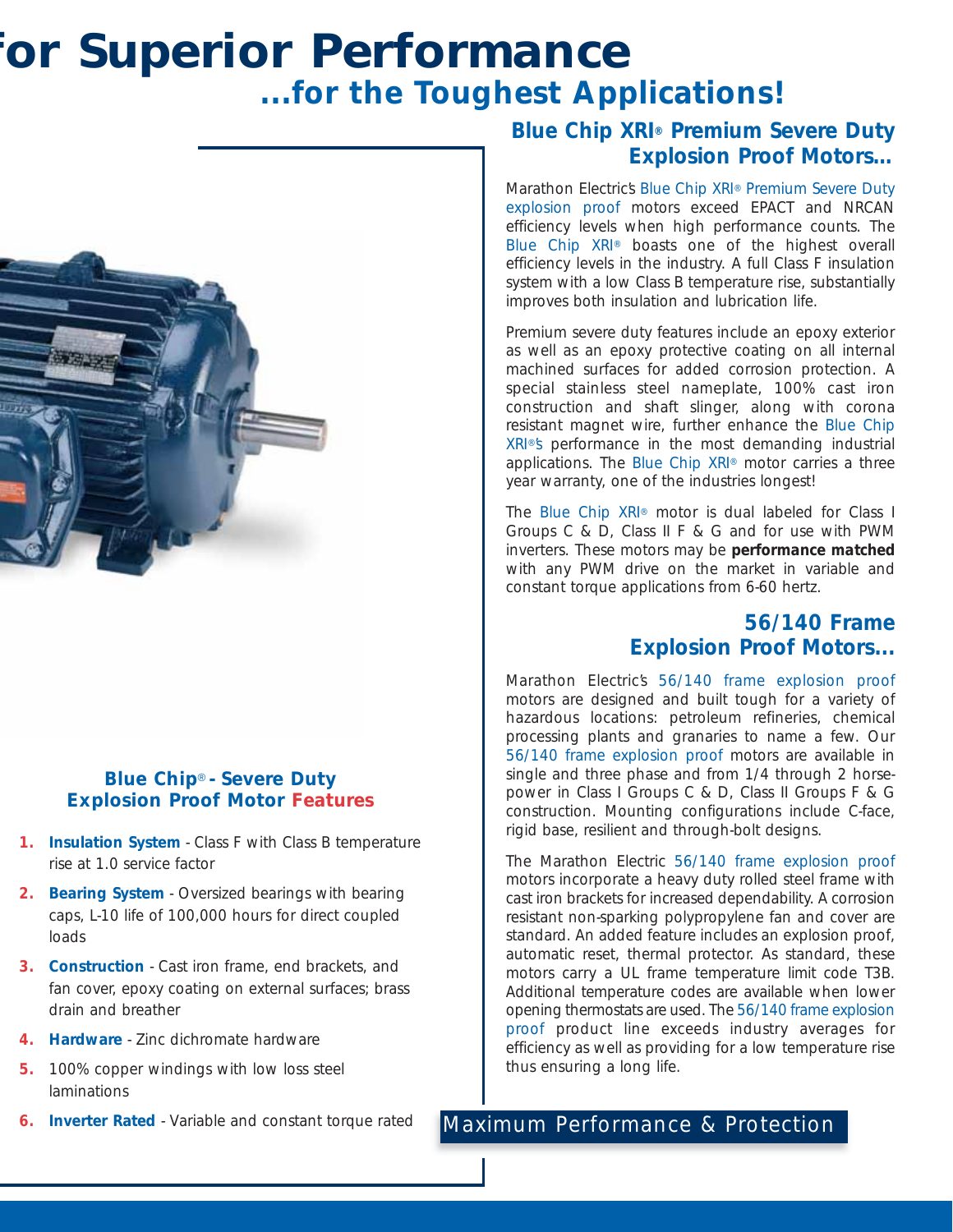# for Superior Performance

## ...for the Toughest Applications!

### Blue Chip® - Severe Duty Explosion Proof Motor Features

1. **Insulation System** - Class F with Class B temperature rise at 1.0 service factor
2. **Bearing System** - Oversized bearings with bearing caps, L-10 life of 100,000 hours for direct coupled loads
3. **Construction** - Cast iron frame, end brackets, and fan cover, epoxy coating on external surfaces; brass drain and breather
4. **Hardware** - Zinc dichromate hardware
5. 100% copper windings with low loss steel laminations
6. **Inverter Rated** - Variable and constant torque rated

### Blue Chip XRI® Premium Severe Duty Explosion Proof Motors...

Marathon Electric's Blue Chip XRI® Premium Severe Duty explosion proof motors exceed EPACT and NRCAN efficiency levels when high performance counts. The Blue Chip XRI® boasts one of the highest overall efficiency levels in the industry. A full Class F insulation system with a low Class B temperature rise, substantially improves both insulation and lubrication life.

Premium severe duty features include an epoxy exterior as well as an epoxy protective coating on all internal machined surfaces for added corrosion protection. A special stainless steel nameplate, 100% cast iron construction and shaft slinger, along with corona resistant magnet wire, further enhance the Blue Chip XRI®'s performance in the most demanding industrial applications. The Blue Chip XRI® motor carries a three year warranty, one of the industries longest!

The Blue Chip XRI® motor is dual labeled for Class I Groups C & D, Class II F & G and for use with PWM inverters. These motors may be **performance matched** with any PWM drive on the market in variable and constant torque applications from 6-60 hertz.

### 56/140 Frame Explosion Proof Motors...

Marathon Electric's 56/140 frame explosion proof motors are designed and built tough for a variety of hazardous locations: petroleum refineries, chemical processing plants and granaries to name a few. Our 56/140 frame explosion proof motors are available in single and three phase and from 1/4 through 2 horsepower in Class I Groups C & D, Class II Groups F & G construction. Mounting configurations include C-face, rigid base, resilient and through-bolt designs.

The Marathon Electric 56/140 frame explosion proof motors incorporate a heavy duty rolled steel frame with cast iron brackets for increased dependability. A corrosion resistant non-sparking polypropylene fan and cover are standard. An added feature includes an explosion proof, automatic reset, thermal protector. As standard, these motors carry a UL frame temperature limit code T3B. Additional temperature codes are available when lower opening thermostats are used. The 56/140 frame explosion proof product line exceeds industry averages for efficiency as well as providing for a low temperature rise thus ensuring a long life.

**Maximum Performance & Protection**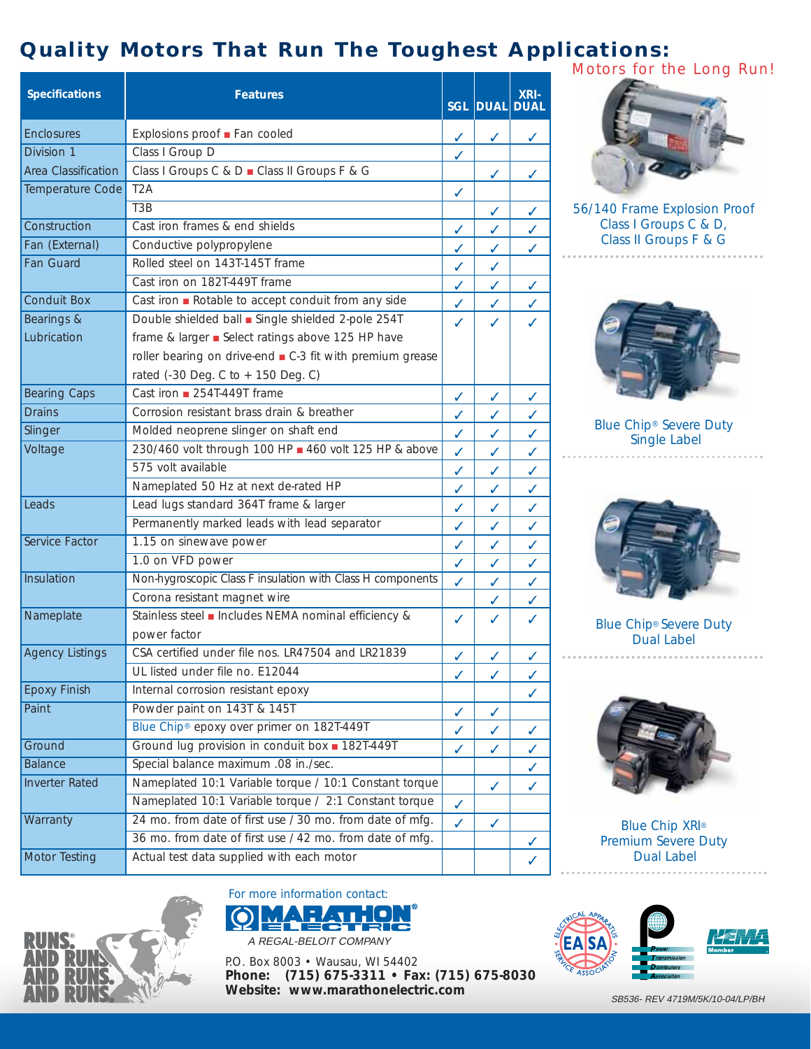# Quality Motors That Run The Toughest Applications:

Motors for the Long Run!

| Specifications | Features | SGL | DUAL | XRI-DUAL |
|---|---|---|---|---|
| Enclosures | Explosions proof ■ Fan cooled | ✓ | ✓ | ✓ |
| Division 1 | Class I Group D | ✓ | | |
| Area Classification | Class I Groups C & D ■ Class II Groups F & G | | ✓ | ✓ |
| Temperature Code | T2A | ✓ | | |
| | T3B | | ✓ | ✓ |
| Construction | Cast iron frames & end shields | ✓ | ✓ | ✓ |
| Fan (External) | Conductive polypropylene | ✓ | ✓ | ✓ |
| Fan Guard | Rolled steel on 143T-145T frame | ✓ | ✓ | |
| | Cast iron on 182T-449T frame | ✓ | ✓ | ✓ |
| Conduit Box | Cast iron ■ Rotable to accept conduit from any side | ✓ | ✓ | ✓ |
| Bearings & Lubrication | Double shielded ball ■ Single shielded 2-pole 254T frame & larger ■ Select ratings above 125 HP have roller bearing on drive-end ■ C-3 fit with premium grease rated (-30 Deg. C to + 150 Deg. C) | ✓ | ✓ | ✓ |
| Bearing Caps | Cast iron ■ 254T-449T frame | ✓ | ✓ | ✓ |
| Drains | Corrosion resistant brass drain & breather | ✓ | ✓ | ✓ |
| Slinger | Molded neoprene slinger on shaft end | ✓ | ✓ | ✓ |
| Voltage | 230/460 volt through 100 HP ■ 460 volt 125 HP & above | ✓ | ✓ | ✓ |
| | 575 volt available | ✓ | ✓ | ✓ |
| | Nameplated 50 Hz at next de-rated HP | ✓ | ✓ | ✓ |
| Leads | Lead lugs standard 364T frame & larger | ✓ | ✓ | ✓ |
| | Permanently marked leads with lead separator | ✓ | ✓ | ✓ |
| Service Factor | 1.15 on sinewave power | ✓ | ✓ | ✓ |
| | 1.0 on VFD power | ✓ | ✓ | ✓ |
| Insulation | Non-hygroscopic Class F insulation with Class H components | ✓ | ✓ | ✓ |
| | Corona resistant magnet wire | | ✓ | ✓ |
| Nameplate | Stainless steel ■ Includes NEMA nominal efficiency & power factor | ✓ | ✓ | ✓ |
| Agency Listings | CSA certified under file nos. LR47504 and LR21839 | ✓ | ✓ | ✓ |
| | UL listed under file no. E12044 | ✓ | ✓ | ✓ |
| Epoxy Finish | Internal corrosion resistant epoxy | | | ✓ |
| Paint | Powder paint on 143T & 145T | ✓ | ✓ | |
| | Blue Chip® epoxy over primer on 182T-449T | ✓ | ✓ | ✓ |
| Ground | Ground lug provision in conduit box ■ 182T-449T | ✓ | ✓ | ✓ |
| Balance | Special balance maximum .08 in./sec. | | | ✓ |
| Inverter Rated | Nameplated 10:1 Variable torque / 10:1 Constant torque | | ✓ | ✓ |
| | Nameplated 10:1 Variable torque / 2:1 Constant torque | ✓ | | |
| Warranty | 24 mo. from date of first use / 30 mo. from date of mfg. | ✓ | ✓ | |
| | 36 mo. from date of first use / 42 mo. from date of mfg. | | | ✓ |
| Motor Testing | Actual test data supplied with each motor | | | ✓ |

56/140 Frame Explosion Proof Class I Groups C & D, Class II Groups F & G

Blue Chip® Severe Duty Single Label

Blue Chip® Severe Duty Dual Label

Blue Chip XRI® Premium Severe Duty Dual Label

RUNS. AND RUNS. AND RUNS. AND RUNS.

For more information contact:

MARATHON ELECTRIC
A REGAL-BELOIT COMPANY

P.O. Box 8003 • Wausau, WI 54402
**Phone: (715) 675-3311 • Fax: (715) 675-8030**
**Website: www.marathonelectric.com**

EASA Electrical Apparatus Service Association

Power Transmission Distributors Association

NEMA Member

SB536- REV 4719M/5K/10-04/LP/BH